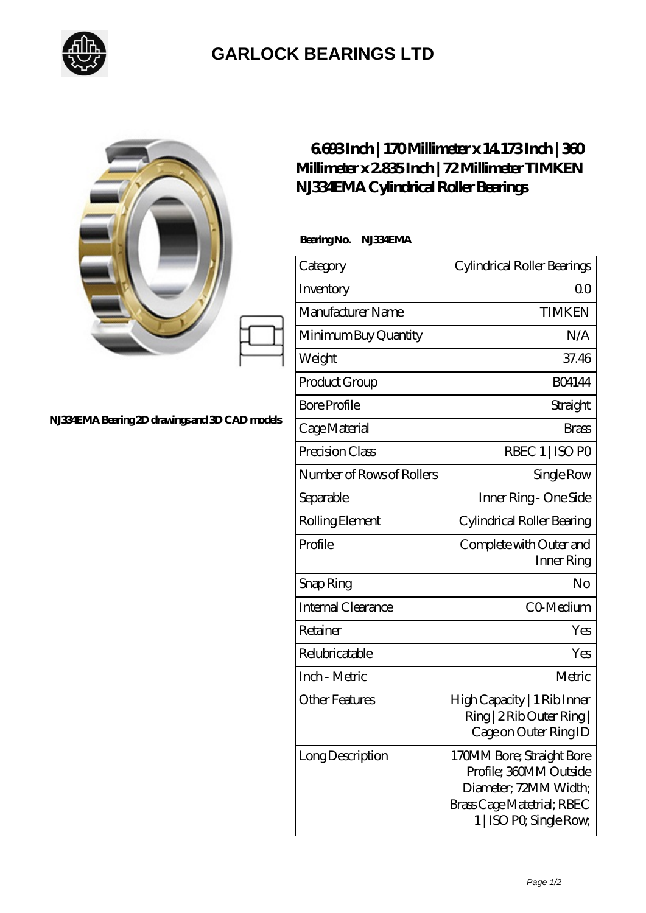# GARLOCK BEARINGS LTD

NJ334EMA Bearing 2D drawings and 3D CAD models

## 6.693 Inch | 170 Millimeter x 14.173 Inch | 360 Millimeter x 2.835 Inch | 72 Millimeter TIMKEN NJ334EMA Cylindrical Roller Bearings

**Bearing No. NJ334EMA**

| | |
|---|---|
| Category | Cylindrical Roller Bearings |
| Inventory | 0.0 |
| Manufacturer Name | TIMKEN |
| Minimum Buy Quantity | N/A |
| Weight | 37.46 |
| Product Group | B04144 |
| Bore Profile | Straight |
| Cage Material | Brass |
| Precision Class | RBEC 1 \| ISO P0 |
| Number of Rows of Rollers | Single Row |
| Separable | Inner Ring - One Side |
| Rolling Element | Cylindrical Roller Bearing |
| Profile | Complete with Outer and Inner Ring |
| Snap Ring | No |
| Internal Clearance | C0-Medium |
| Retainer | Yes |
| Relubricatable | Yes |
| Inch - Metric | Metric |
| Other Features | High Capacity \| 1 Rib Inner Ring \| 2 Rib Outer Ring \| Cage on Outer Ring ID |
| Long Description | 170MM Bore; Straight Bore Profile; 360MM Outside Diameter; 72MM Width; Brass Cage Matetrial; RBEC 1 \| ISO P0; Single Row; |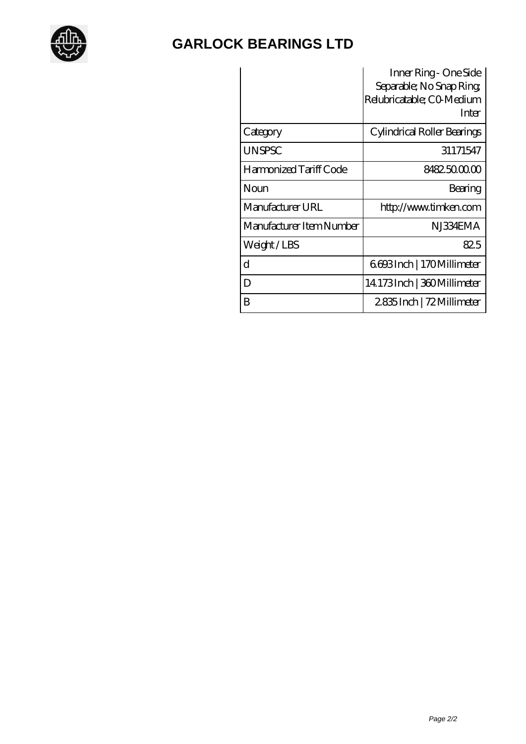# GARLOCK BEARINGS LTD

| | |
|---|---|
| | Inner Ring - One Side Separable; No Snap Ring; Relubricatable; C0-Medium Inter |
| Category | Cylindrical Roller Bearings |
| UNSPSC | 31171547 |
| Harmonized Tariff Code | 8482.50.00.00 |
| Noun | Bearing |
| Manufacturer URL | http://www.timken.com |
| Manufacturer Item Number | NJ334EMA |
| Weight / LBS | 82.5 |
| d | 6.693 Inch \| 170 Millimeter |
| D | 14.173 Inch \| 360 Millimeter |
| B | 2.835 Inch \| 72 Millimeter |